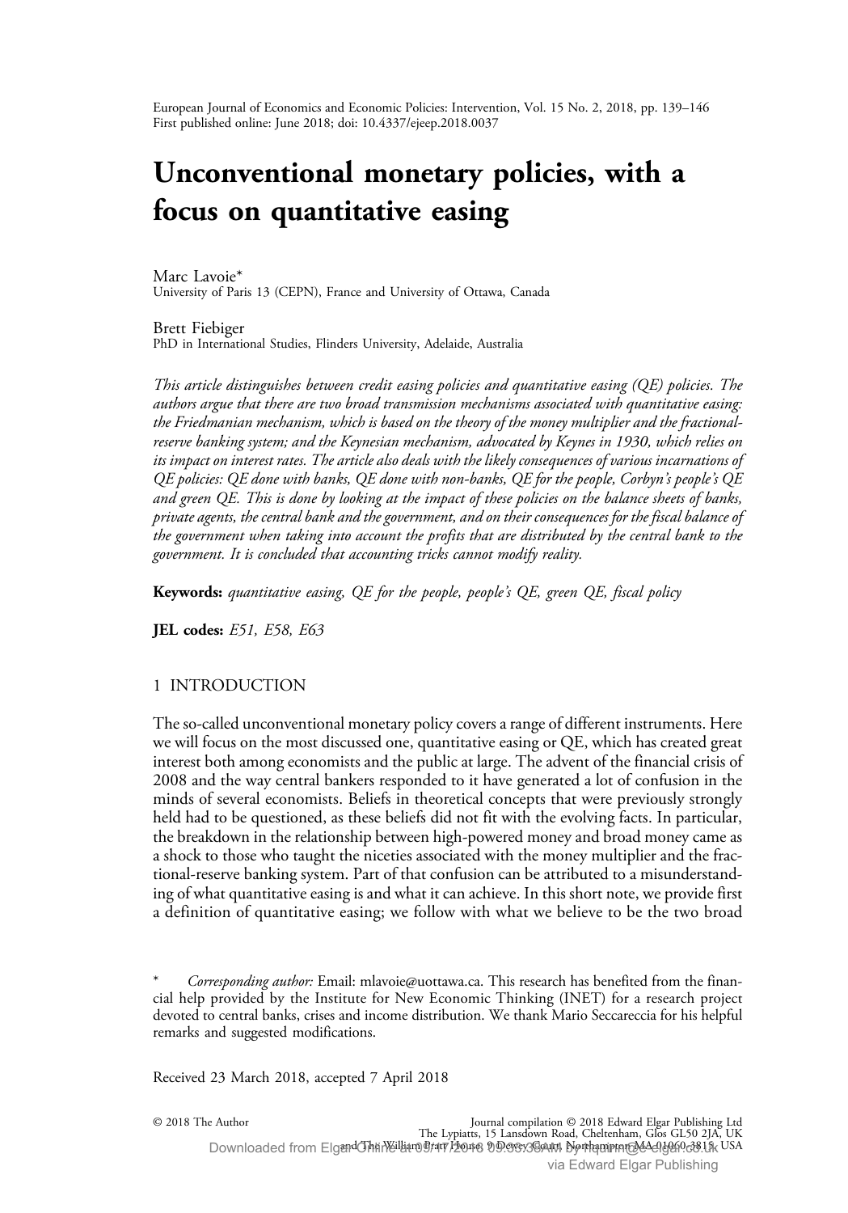# Unconventional monetary policies, with a focus on quantitative easing

Marc Lavoie*
University of Paris 13 (CEPN), France and University of Ottawa, Canada

Brett Fiebiger
PhD in International Studies, Flinders University, Adelaide, Australia

*This article distinguishes between credit easing policies and quantitative easing (QE) policies. The authors argue that there are two broad transmission mechanisms associated with quantitative easing: the Friedmanian mechanism, which is based on the theory of the money multiplier and the fractional-reserve banking system; and the Keynesian mechanism, advocated by Keynes in 1930, which relies on its impact on interest rates. The article also deals with the likely consequences of various incarnations of QE policies: QE done with banks, QE done with non-banks, QE for the people, Corbyn's people's QE and green QE. This is done by looking at the impact of these policies on the balance sheets of banks, private agents, the central bank and the government, and on their consequences for the fiscal balance of the government when taking into account the profits that are distributed by the central bank to the government. It is concluded that accounting tricks cannot modify reality.*

**Keywords:** *quantitative easing, QE for the people, people's QE, green QE, fiscal policy*

**JEL codes:** *E51, E58, E63*

## 1 INTRODUCTION

The so-called unconventional monetary policy covers a range of different instruments. Here we will focus on the most discussed one, quantitative easing or QE, which has created great interest both among economists and the public at large. The advent of the financial crisis of 2008 and the way central bankers responded to it have generated a lot of confusion in the minds of several economists. Beliefs in theoretical concepts that were previously strongly held had to be questioned, as these beliefs did not fit with the evolving facts. In particular, the breakdown in the relationship between high-powered money and broad money came as a shock to those who taught the niceties associated with the money multiplier and the fractional-reserve banking system. Part of that confusion can be attributed to a misunderstanding of what quantitative easing is and what it can achieve. In this short note, we provide first a definition of quantitative easing; we follow with what we believe to be the two broad

\* *Corresponding author:* Email: mlavoie@uottawa.ca. This research has benefited from the financial help provided by the Institute for New Economic Thinking (INET) for a research project devoted to central banks, crises and income distribution. We thank Mario Seccareccia for his helpful remarks and suggested modifications.

Received 23 March 2018, accepted 7 April 2018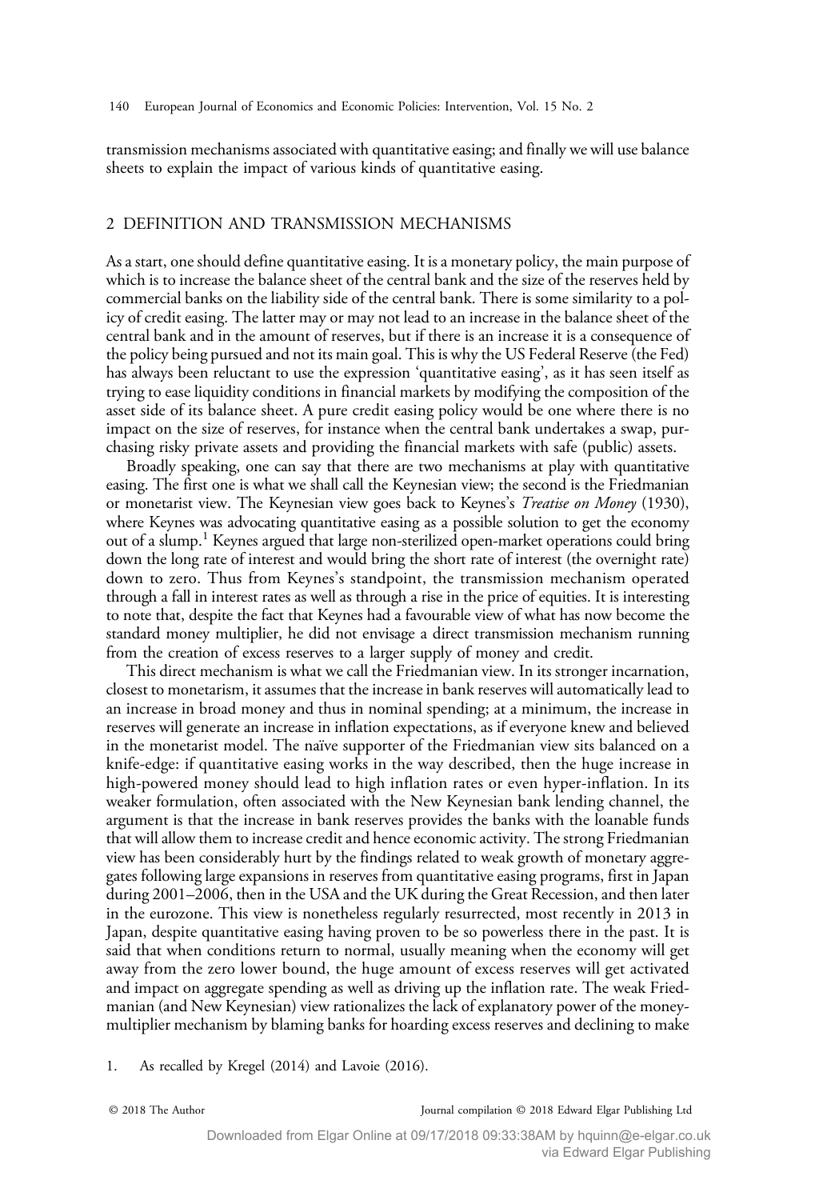transmission mechanisms associated with quantitative easing; and finally we will use balance sheets to explain the impact of various kinds of quantitative easing.

## 2 DEFINITION AND TRANSMISSION MECHANISMS

As a start, one should define quantitative easing. It is a monetary policy, the main purpose of which is to increase the balance sheet of the central bank and the size of the reserves held by commercial banks on the liability side of the central bank. There is some similarity to a policy of credit easing. The latter may or may not lead to an increase in the balance sheet of the central bank and in the amount of reserves, but if there is an increase it is a consequence of the policy being pursued and not its main goal. This is why the US Federal Reserve (the Fed) has always been reluctant to use the expression 'quantitative easing', as it has seen itself as trying to ease liquidity conditions in financial markets by modifying the composition of the asset side of its balance sheet. A pure credit easing policy would be one where there is no impact on the size of reserves, for instance when the central bank undertakes a swap, purchasing risky private assets and providing the financial markets with safe (public) assets.

Broadly speaking, one can say that there are two mechanisms at play with quantitative easing. The first one is what we shall call the Keynesian view; the second is the Friedmanian or monetarist view. The Keynesian view goes back to Keynes's *Treatise on Money* (1930), where Keynes was advocating quantitative easing as a possible solution to get the economy out of a slump.[1] Keynes argued that large non-sterilized open-market operations could bring down the long rate of interest and would bring the short rate of interest (the overnight rate) down to zero. Thus from Keynes's standpoint, the transmission mechanism operated through a fall in interest rates as well as through a rise in the price of equities. It is interesting to note that, despite the fact that Keynes had a favourable view of what has now become the standard money multiplier, he did not envisage a direct transmission mechanism running from the creation of excess reserves to a larger supply of money and credit.

This direct mechanism is what we call the Friedmanian view. In its stronger incarnation, closest to monetarism, it assumes that the increase in bank reserves will automatically lead to an increase in broad money and thus in nominal spending; at a minimum, the increase in reserves will generate an increase in inflation expectations, as if everyone knew and believed in the monetarist model. The naïve supporter of the Friedmanian view sits balanced on a knife-edge: if quantitative easing works in the way described, then the huge increase in high-powered money should lead to high inflation rates or even hyper-inflation. In its weaker formulation, often associated with the New Keynesian bank lending channel, the argument is that the increase in bank reserves provides the banks with the loanable funds that will allow them to increase credit and hence economic activity. The strong Friedmanian view has been considerably hurt by the findings related to weak growth of monetary aggregates following large expansions in reserves from quantitative easing programs, first in Japan during 2001–2006, then in the USA and the UK during the Great Recession, and then later in the eurozone. This view is nonetheless regularly resurrected, most recently in 2013 in Japan, despite quantitative easing having proven to be so powerless there in the past. It is said that when conditions return to normal, usually meaning when the economy will get away from the zero lower bound, the huge amount of excess reserves will get activated and impact on aggregate spending as well as driving up the inflation rate. The weak Friedmanian (and New Keynesian) view rationalizes the lack of explanatory power of the money-multiplier mechanism by blaming banks for hoarding excess reserves and declining to make

1. As recalled by Kregel (2014) and Lavoie (2016).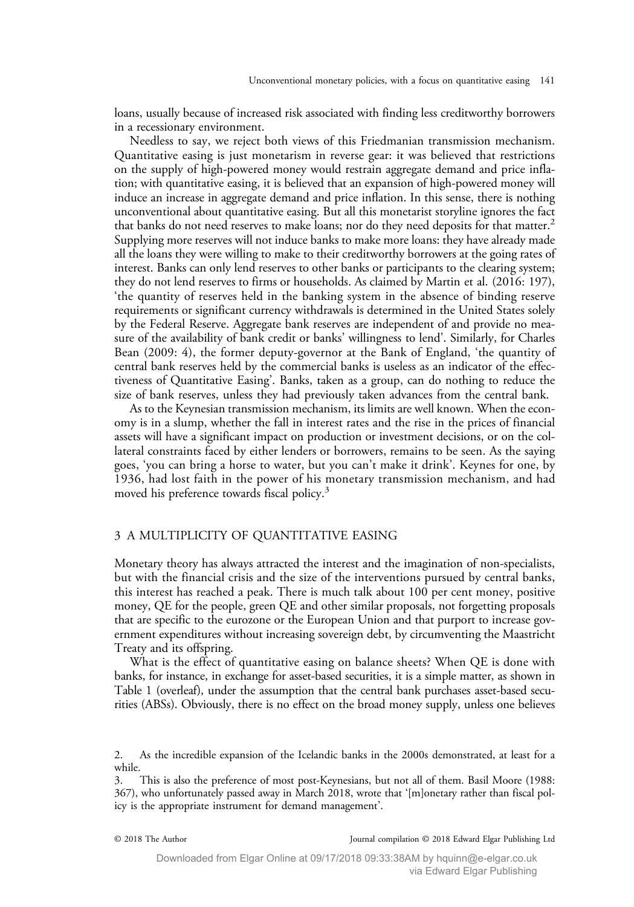loans, usually because of increased risk associated with finding less creditworthy borrowers in a recessionary environment.

Needless to say, we reject both views of this Friedmanian transmission mechanism. Quantitative easing is just monetarism in reverse gear: it was believed that restrictions on the supply of high-powered money would restrain aggregate demand and price inflation; with quantitative easing, it is believed that an expansion of high-powered money will induce an increase in aggregate demand and price inflation. In this sense, there is nothing unconventional about quantitative easing. But all this monetarist storyline ignores the fact that banks do not need reserves to make loans; nor do they need deposits for that matter.[2] Supplying more reserves will not induce banks to make more loans: they have already made all the loans they were willing to make to their creditworthy borrowers at the going rates of interest. Banks can only lend reserves to other banks or participants to the clearing system; they do not lend reserves to firms or households. As claimed by Martin et al. (2016: 197), 'the quantity of reserves held in the banking system in the absence of binding reserve requirements or significant currency withdrawals is determined in the United States solely by the Federal Reserve. Aggregate bank reserves are independent of and provide no measure of the availability of bank credit or banks' willingness to lend'. Similarly, for Charles Bean (2009: 4), the former deputy-governor at the Bank of England, 'the quantity of central bank reserves held by the commercial banks is useless as an indicator of the effectiveness of Quantitative Easing'. Banks, taken as a group, can do nothing to reduce the size of bank reserves, unless they had previously taken advances from the central bank.

As to the Keynesian transmission mechanism, its limits are well known. When the economy is in a slump, whether the fall in interest rates and the rise in the prices of financial assets will have a significant impact on production or investment decisions, or on the collateral constraints faced by either lenders or borrowers, remains to be seen. As the saying goes, 'you can bring a horse to water, but you can't make it drink'. Keynes for one, by 1936, had lost faith in the power of his monetary transmission mechanism, and had moved his preference towards fiscal policy.[3]

## 3 A MULTIPLICITY OF QUANTITATIVE EASING

Monetary theory has always attracted the interest and the imagination of non-specialists, but with the financial crisis and the size of the interventions pursued by central banks, this interest has reached a peak. There is much talk about 100 per cent money, positive money, QE for the people, green QE and other similar proposals, not forgetting proposals that are specific to the eurozone or the European Union and that purport to increase government expenditures without increasing sovereign debt, by circumventing the Maastricht Treaty and its offspring.

What is the effect of quantitative easing on balance sheets? When QE is done with banks, for instance, in exchange for asset-based securities, it is a simple matter, as shown in Table 1 (overleaf), under the assumption that the central bank purchases asset-based securities (ABSs). Obviously, there is no effect on the broad money supply, unless one believes

2. As the incredible expansion of the Icelandic banks in the 2000s demonstrated, at least for a while.

3. This is also the preference of most post-Keynesians, but not all of them. Basil Moore (1988: 367), who unfortunately passed away in March 2018, wrote that '[m]onetary rather than fiscal policy is the appropriate instrument for demand management'.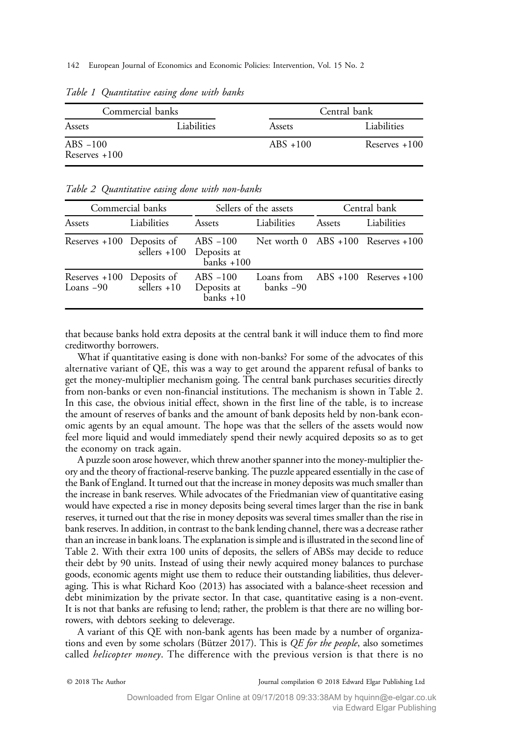*Table 1 Quantitative easing done with banks*

| Commercial banks | | Central bank | |
|---|---|---|---|
| Assets | Liabilities | Assets | Liabilities |
| ABS −100<br>Reserves +100 | | ABS +100 | Reserves +100 |

*Table 2 Quantitative easing done with non-banks*

| Commercial banks | | Sellers of the assets | | Central bank | |
|---|---|---|---|---|---|
| Assets | Liabilities | Assets | Liabilities | Assets | Liabilities |
| Reserves +100 | Deposits of sellers +100 | ABS −100<br>Deposits at banks +100 | Net worth 0 | ABS +100 | Reserves +100 |
| Reserves +100<br>Loans −90 | Deposits of sellers +10 | ABS −100<br>Deposits at banks +10 | Loans from banks −90 | ABS +100 | Reserves +100 |

that because banks hold extra deposits at the central bank it will induce them to find more creditworthy borrowers.

What if quantitative easing is done with non-banks? For some of the advocates of this alternative variant of QE, this was a way to get around the apparent refusal of banks to get the money-multiplier mechanism going. The central bank purchases securities directly from non-banks or even non-financial institutions. The mechanism is shown in Table 2. In this case, the obvious initial effect, shown in the first line of the table, is to increase the amount of reserves of banks and the amount of bank deposits held by non-bank economic agents by an equal amount. The hope was that the sellers of the assets would now feel more liquid and would immediately spend their newly acquired deposits so as to get the economy on track again.

A puzzle soon arose however, which threw another spanner into the money-multiplier theory and the theory of fractional-reserve banking. The puzzle appeared essentially in the case of the Bank of England. It turned out that the increase in money deposits was much smaller than the increase in bank reserves. While advocates of the Friedmanian view of quantitative easing would have expected a rise in money deposits being several times larger than the rise in bank reserves, it turned out that the rise in money deposits was several times smaller than the rise in bank reserves. In addition, in contrast to the bank lending channel, there was a decrease rather than an increase in bank loans. The explanation is simple and is illustrated in the second line of Table 2. With their extra 100 units of deposits, the sellers of ABSs may decide to reduce their debt by 90 units. Instead of using their newly acquired money balances to purchase goods, economic agents might use them to reduce their outstanding liabilities, thus deleveraging. This is what Richard Koo (2013) has associated with a balance-sheet recession and debt minimization by the private sector. In that case, quantitative easing is a non-event. It is not that banks are refusing to lend; rather, the problem is that there are no willing borrowers, with debtors seeking to deleverage.

A variant of this QE with non-bank agents has been made by a number of organizations and even by some scholars (Bützer 2017). This is *QE for the people*, also sometimes called *helicopter money*. The difference with the previous version is that there is no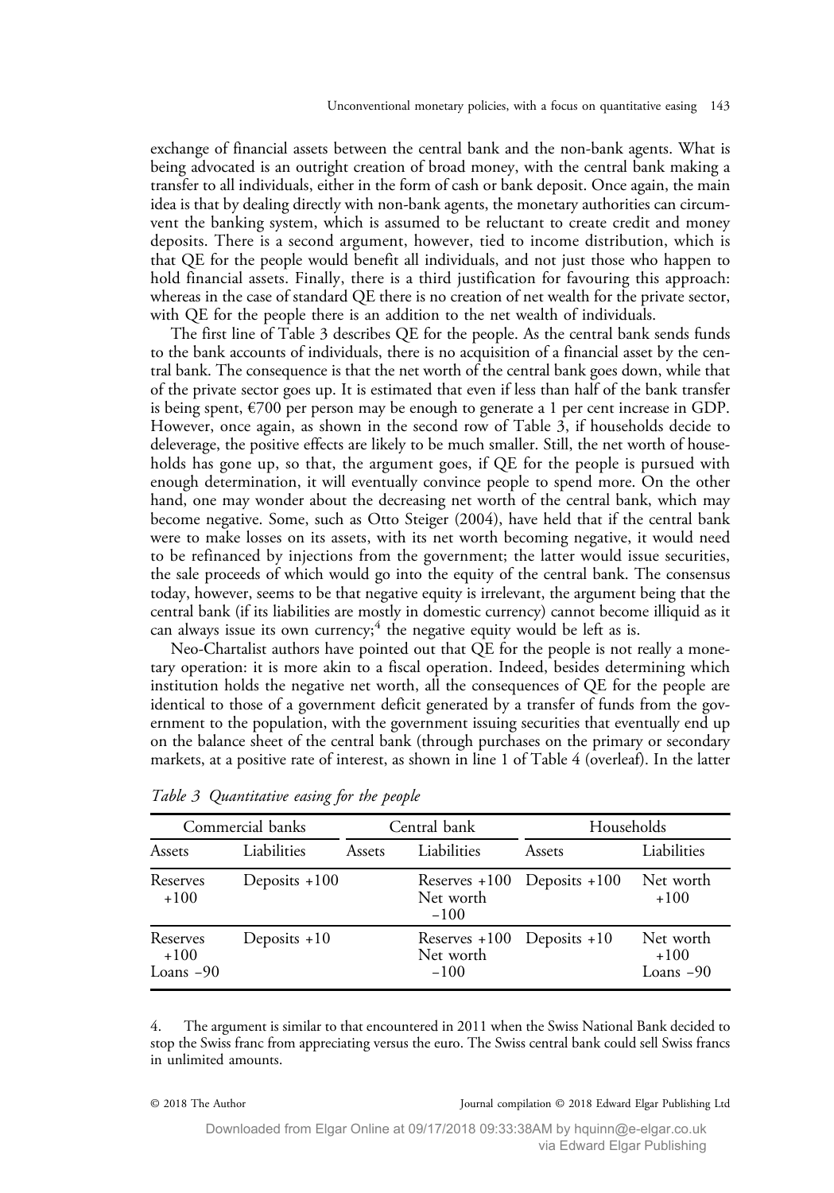exchange of financial assets between the central bank and the non-bank agents. What is being advocated is an outright creation of broad money, with the central bank making a transfer to all individuals, either in the form of cash or bank deposit. Once again, the main idea is that by dealing directly with non-bank agents, the monetary authorities can circumvent the banking system, which is assumed to be reluctant to create credit and money deposits. There is a second argument, however, tied to income distribution, which is that QE for the people would benefit all individuals, and not just those who happen to hold financial assets. Finally, there is a third justification for favouring this approach: whereas in the case of standard QE there is no creation of net wealth for the private sector, with QE for the people there is an addition to the net wealth of individuals.

The first line of Table 3 describes QE for the people. As the central bank sends funds to the bank accounts of individuals, there is no acquisition of a financial asset by the central bank. The consequence is that the net worth of the central bank goes down, while that of the private sector goes up. It is estimated that even if less than half of the bank transfer is being spent, €700 per person may be enough to generate a 1 per cent increase in GDP. However, once again, as shown in the second row of Table 3, if households decide to deleverage, the positive effects are likely to be much smaller. Still, the net worth of households has gone up, so that, the argument goes, if QE for the people is pursued with enough determination, it will eventually convince people to spend more. On the other hand, one may wonder about the decreasing net worth of the central bank, which may become negative. Some, such as Otto Steiger (2004), have held that if the central bank were to make losses on its assets, with its net worth becoming negative, it would need to be refinanced by injections from the government; the latter would issue securities, the sale proceeds of which would go into the equity of the central bank. The consensus today, however, seems to be that negative equity is irrelevant, the argument being that the central bank (if its liabilities are mostly in domestic currency) cannot become illiquid as it can always issue its own currency;[4] the negative equity would be left as is.

Neo-Chartalist authors have pointed out that QE for the people is not really a monetary operation: it is more akin to a fiscal operation. Indeed, besides determining which institution holds the negative net worth, all the consequences of QE for the people are identical to those of a government deficit generated by a transfer of funds from the government to the population, with the government issuing securities that eventually end up on the balance sheet of the central bank (through purchases on the primary or secondary markets, at a positive rate of interest, as shown in line 1 of Table 4 (overleaf). In the latter

*Table 3 Quantitative easing for the people*

| Commercial banks | | Central bank | | Households | |
|---|---|---|---|---|---|
| Assets | Liabilities | Assets | Liabilities | Assets | Liabilities |
| Reserves +100 | Deposits +100 | | Reserves +100<br>Net worth −100 | Deposits +100 | Net worth +100 |
| Reserves +100<br>Loans −90 | Deposits +10 | | Reserves +100<br>Net worth −100 | Deposits +10 | Net worth +100<br>Loans −90 |

4. The argument is similar to that encountered in 2011 when the Swiss National Bank decided to stop the Swiss franc from appreciating versus the euro. The Swiss central bank could sell Swiss francs in unlimited amounts.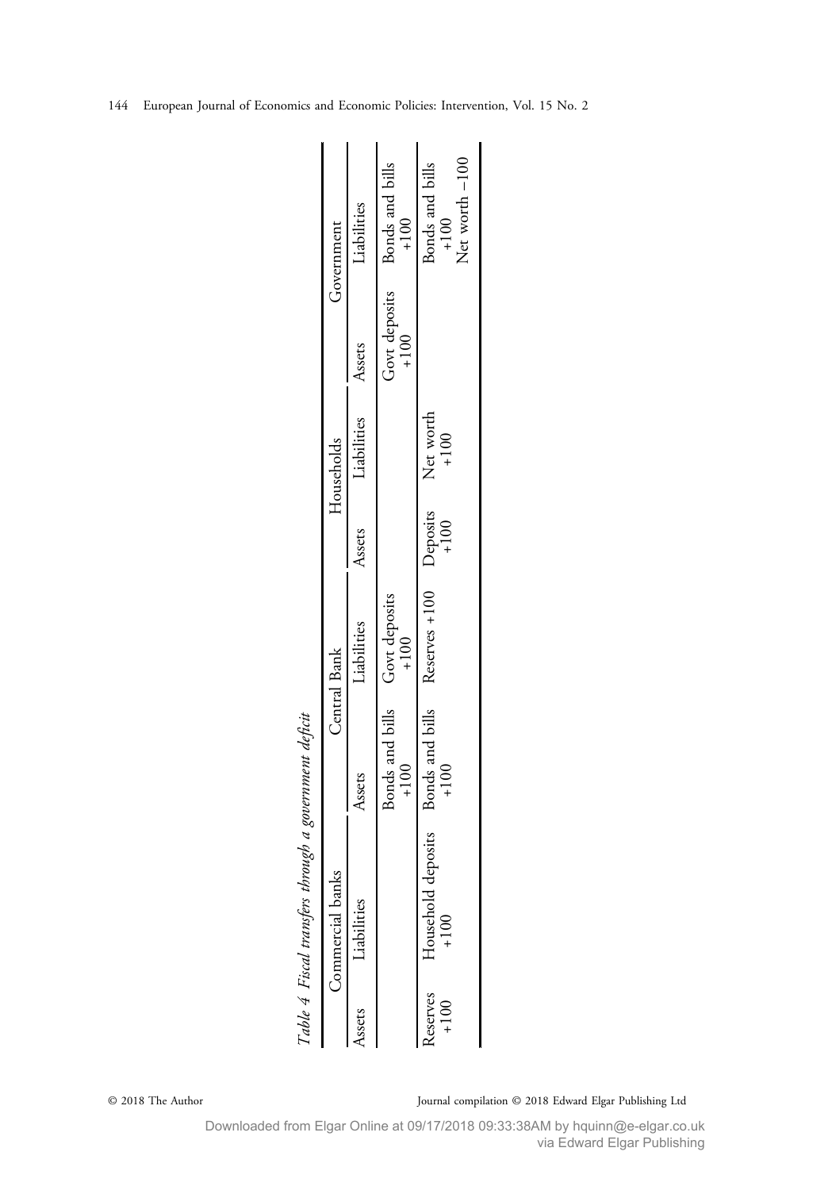*Table 4 Fiscal transfers through a government deficit*

| Commercial banks | | Central Bank | | Households | | Government | |
|---|---|---|---|---|---|---|---|
| Assets | Liabilities | Assets | Liabilities | Assets | Liabilities | Assets | Liabilities |
| | | Bonds and bills +100 | Govt deposits +100 | | | Govt deposits +100 | Bonds and bills +100 |
| Reserves +100 | Household deposits +100 | Bonds and bills +100 | Reserves +100 | Deposits +100 | Net worth +100 | | Bonds and bills +100 Net worth −100 |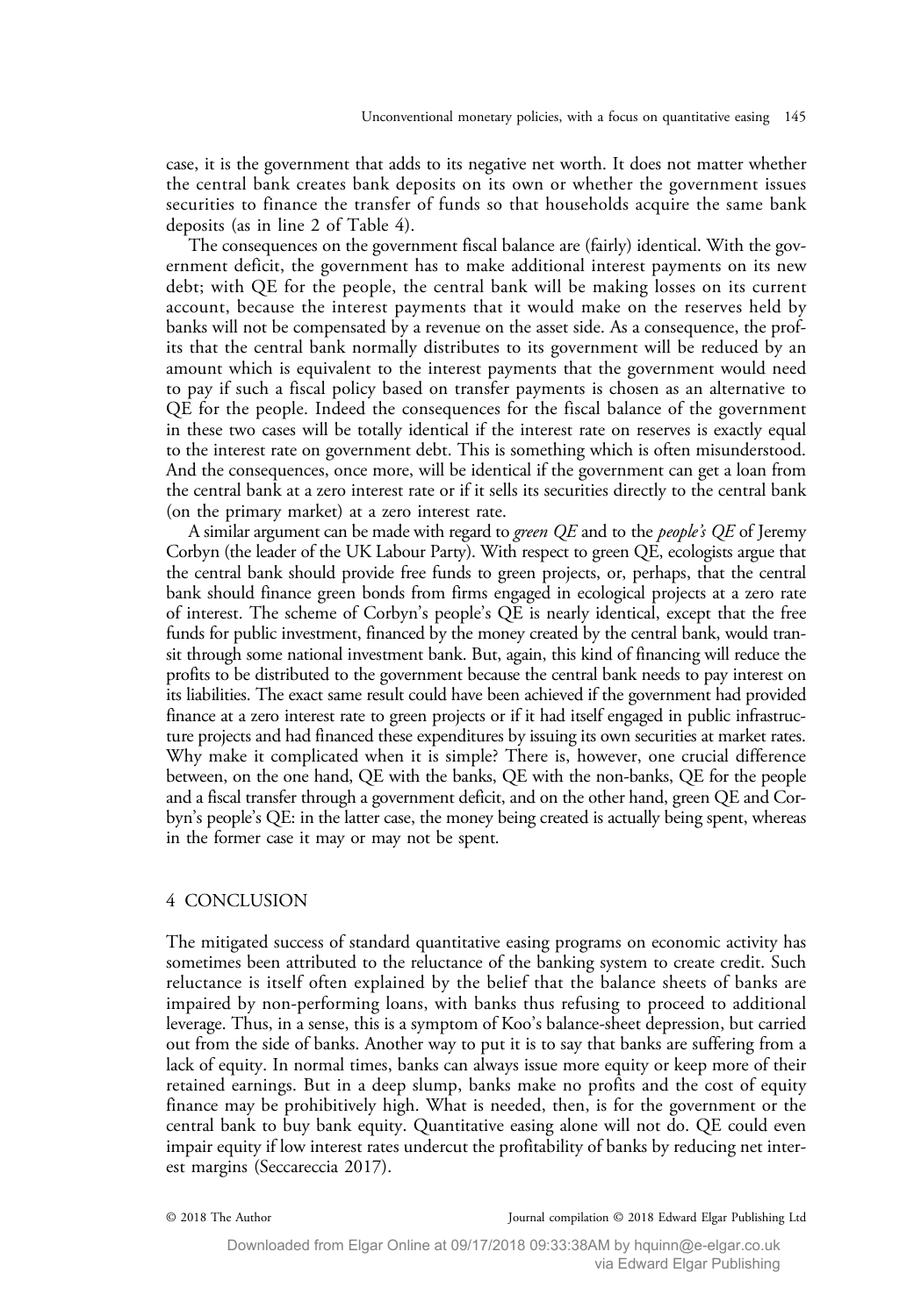case, it is the government that adds to its negative net worth. It does not matter whether the central bank creates bank deposits on its own or whether the government issues securities to finance the transfer of funds so that households acquire the same bank deposits (as in line 2 of Table 4).

The consequences on the government fiscal balance are (fairly) identical. With the government deficit, the government has to make additional interest payments on its new debt; with QE for the people, the central bank will be making losses on its current account, because the interest payments that it would make on the reserves held by banks will not be compensated by a revenue on the asset side. As a consequence, the profits that the central bank normally distributes to its government will be reduced by an amount which is equivalent to the interest payments that the government would need to pay if such a fiscal policy based on transfer payments is chosen as an alternative to QE for the people. Indeed the consequences for the fiscal balance of the government in these two cases will be totally identical if the interest rate on reserves is exactly equal to the interest rate on government debt. This is something which is often misunderstood. And the consequences, once more, will be identical if the government can get a loan from the central bank at a zero interest rate or if it sells its securities directly to the central bank (on the primary market) at a zero interest rate.

A similar argument can be made with regard to *green QE* and to the *people's QE* of Jeremy Corbyn (the leader of the UK Labour Party). With respect to green QE, ecologists argue that the central bank should provide free funds to green projects, or, perhaps, that the central bank should finance green bonds from firms engaged in ecological projects at a zero rate of interest. The scheme of Corbyn's people's QE is nearly identical, except that the free funds for public investment, financed by the money created by the central bank, would transit through some national investment bank. But, again, this kind of financing will reduce the profits to be distributed to the government because the central bank needs to pay interest on its liabilities. The exact same result could have been achieved if the government had provided finance at a zero interest rate to green projects or if it had itself engaged in public infrastructure projects and had financed these expenditures by issuing its own securities at market rates. Why make it complicated when it is simple? There is, however, one crucial difference between, on the one hand, QE with the banks, QE with the non-banks, QE for the people and a fiscal transfer through a government deficit, and on the other hand, green QE and Corbyn's people's QE: in the latter case, the money being created is actually being spent, whereas in the former case it may or may not be spent.

## 4 CONCLUSION

The mitigated success of standard quantitative easing programs on economic activity has sometimes been attributed to the reluctance of the banking system to create credit. Such reluctance is itself often explained by the belief that the balance sheets of banks are impaired by non-performing loans, with banks thus refusing to proceed to additional leverage. Thus, in a sense, this is a symptom of Koo's balance-sheet depression, but carried out from the side of banks. Another way to put it is to say that banks are suffering from a lack of equity. In normal times, banks can always issue more equity or keep more of their retained earnings. But in a deep slump, banks make no profits and the cost of equity finance may be prohibitively high. What is needed, then, is for the government or the central bank to buy bank equity. Quantitative easing alone will not do. QE could even impair equity if low interest rates undercut the profitability of banks by reducing net interest margins (Seccareccia 2017).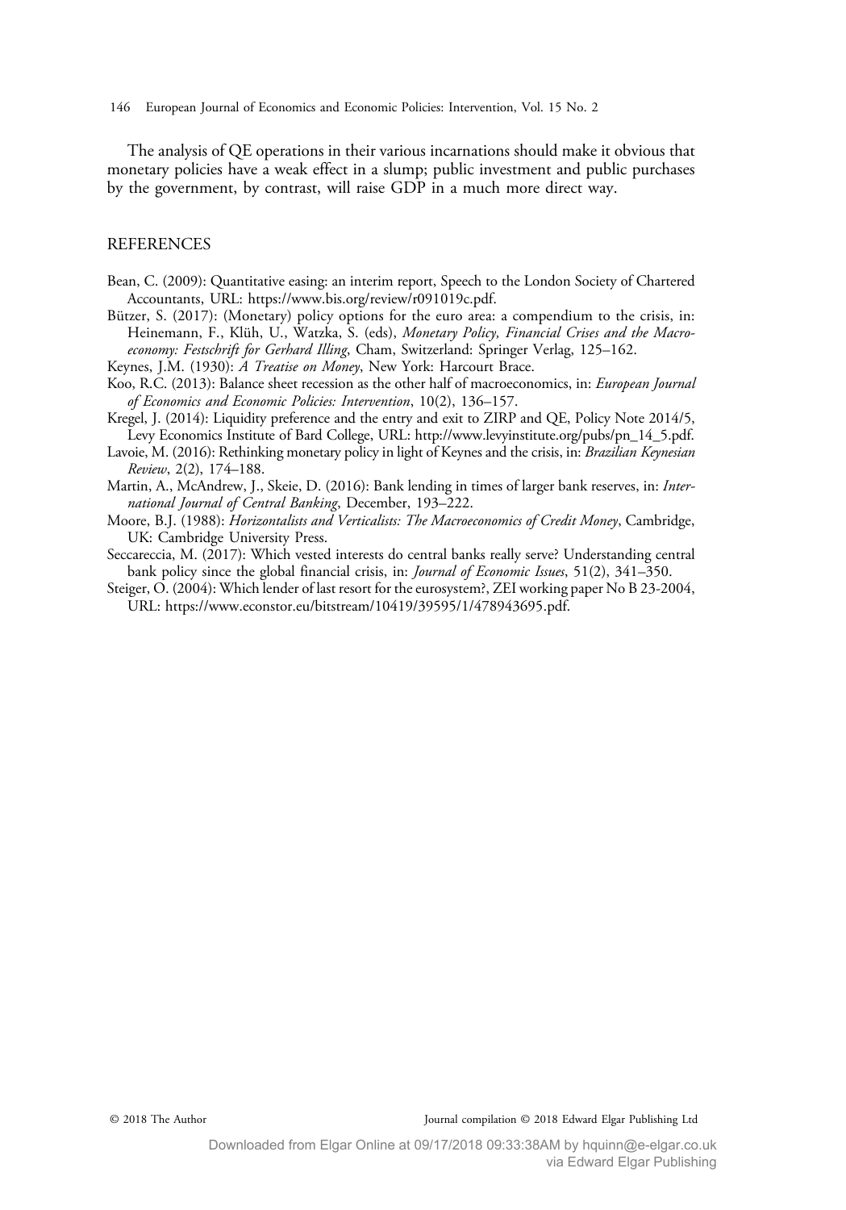The analysis of QE operations in their various incarnations should make it obvious that monetary policies have a weak effect in a slump; public investment and public purchases by the government, by contrast, will raise GDP in a much more direct way.

## REFERENCES

Bean, C. (2009): Quantitative easing: an interim report, Speech to the London Society of Chartered Accountants, URL: https://www.bis.org/review/r091019c.pdf.

Bützer, S. (2017): (Monetary) policy options for the euro area: a compendium to the crisis, in: Heinemann, F., Klüh, U., Watzka, S. (eds), *Monetary Policy, Financial Crises and the Macroeconomy: Festschrift for Gerhard Illing*, Cham, Switzerland: Springer Verlag, 125–162.

Keynes, J.M. (1930): *A Treatise on Money*, New York: Harcourt Brace.

Koo, R.C. (2013): Balance sheet recession as the other half of macroeconomics, in: *European Journal of Economics and Economic Policies: Intervention*, 10(2), 136–157.

Kregel, J. (2014): Liquidity preference and the entry and exit to ZIRP and QE, Policy Note 2014/5, Levy Economics Institute of Bard College, URL: http://www.levyinstitute.org/pubs/pn_14_5.pdf.

Lavoie, M. (2016): Rethinking monetary policy in light of Keynes and the crisis, in: *Brazilian Keynesian Review*, 2(2), 174–188.

Martin, A., McAndrew, J., Skeie, D. (2016): Bank lending in times of larger bank reserves, in: *International Journal of Central Banking*, December, 193–222.

Moore, B.J. (1988): *Horizontalists and Verticalists: The Macroeconomics of Credit Money*, Cambridge, UK: Cambridge University Press.

Seccareccia, M. (2017): Which vested interests do central banks really serve? Understanding central bank policy since the global financial crisis, in: *Journal of Economic Issues*, 51(2), 341–350.

Steiger, O. (2004): Which lender of last resort for the eurosystem?, ZEI working paper No B 23-2004, URL: https://www.econstor.eu/bitstream/10419/39595/1/478943695.pdf.